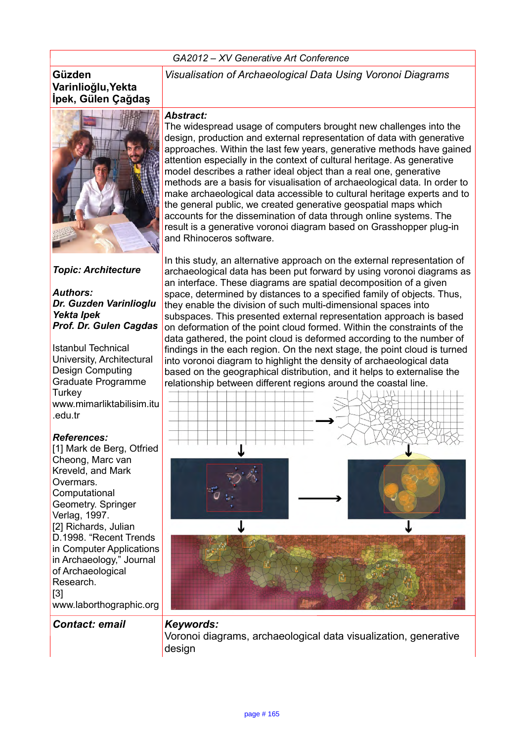GA2012 – XV Generative Art Conference

**Güzden Varinlioğlu, Yekta İpek, Gülen Çağdaş**

*Visualisation of Archaeological Data Using Voronoi Diagrams*

***Abstract:***

The widespread usage of computers brought new challenges into the design, production and external representation of data with generative approaches. Within the last few years, generative methods have gained attention especially in the context of cultural heritage. As generative model describes a rather ideal object than a real one, generative methods are a basis for visualisation of archaeological data. In order to make archaeological data accessible to cultural heritage experts and to the general public, we created generative geospatial maps which accounts for the dissemination of data through online systems. The result is a generative voronoi diagram based on Grasshopper plug-in and Rhinoceros software.

In this study, an alternative approach on the external representation of archaeological data has been put forward by using voronoi diagrams as an interface. These diagrams are spatial decomposition of a given space, determined by distances to a specified family of objects. Thus, they enable the division of such multi-dimensional spaces into subspaces. This presented external representation approach is based on deformation of the point cloud formed. Within the constraints of the data gathered, the point cloud is deformed according to the number of findings in the each region. On the next stage, the point cloud is turned into voronoi diagram to highlight the density of archaeological data based on the geographical distribution, and it helps to externalise the relationship between different regions around the coastal line.

***Topic: Architecture***

***Authors:***
***Dr. Guzden Varinlioglu***
***Yekta Ipek***
***Prof. Dr. Gulen Cagdas***

Istanbul Technical University, Architectural Design Computing Graduate Programme
Turkey
www.mimarliktabilisim.itu.edu.tr

***References:***

[1] Mark de Berg, Otfried Cheong, Marc van Kreveld, and Mark Overmars. Computational Geometry. Springer Verlag, 1997.

[2] Richards, Julian D.1998. "Recent Trends in Computer Applications in Archaeology," Journal of Archaeological Research.

[3] www.laborthographic.org

***Contact: email***

***Keywords:***

Voronoi diagrams, archaeological data visualization, generative design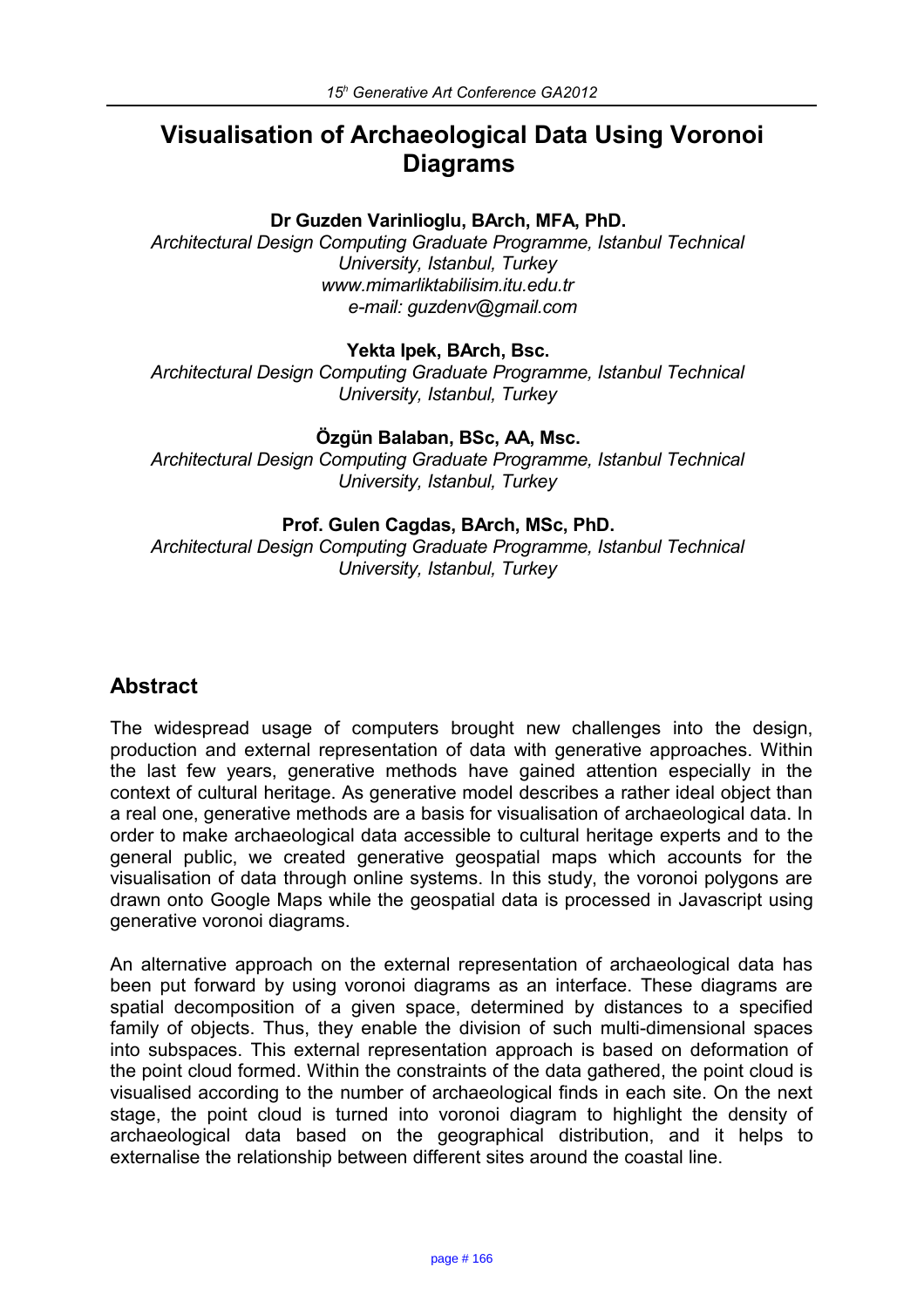# Visualisation of Archaeological Data Using Voronoi Diagrams

**Dr Guzden Varinlioglu, BArch, MFA, PhD.**

*Architectural Design Computing Graduate Programme, Istanbul Technical University, Istanbul, Turkey*
*www.mimarliktabilisim.itu.edu.tr*
*e-mail: guzdenv@gmail.com*

**Yekta Ipek, BArch, Bsc.**

*Architectural Design Computing Graduate Programme, Istanbul Technical University, Istanbul, Turkey*

**Özgün Balaban, BSc, AA, Msc.**

*Architectural Design Computing Graduate Programme, Istanbul Technical University, Istanbul, Turkey*

**Prof. Gulen Cagdas, BArch, MSc, PhD.**

*Architectural Design Computing Graduate Programme, Istanbul Technical University, Istanbul, Turkey*

## Abstract

The widespread usage of computers brought new challenges into the design, production and external representation of data with generative approaches. Within the last few years, generative methods have gained attention especially in the context of cultural heritage. As generative model describes a rather ideal object than a real one, generative methods are a basis for visualisation of archaeological data. In order to make archaeological data accessible to cultural heritage experts and to the general public, we created generative geospatial maps which accounts for the visualisation of data through online systems. In this study, the voronoi polygons are drawn onto Google Maps while the geospatial data is processed in Javascript using generative voronoi diagrams.

An alternative approach on the external representation of archaeological data has been put forward by using voronoi diagrams as an interface. These diagrams are spatial decomposition of a given space, determined by distances to a specified family of objects. Thus, they enable the division of such multi-dimensional spaces into subspaces. This external representation approach is based on deformation of the point cloud formed. Within the constraints of the data gathered, the point cloud is visualised according to the number of archaeological finds in each site. On the next stage, the point cloud is turned into voronoi diagram to highlight the density of archaeological data based on the geographical distribution, and it helps to externalise the relationship between different sites around the coastal line.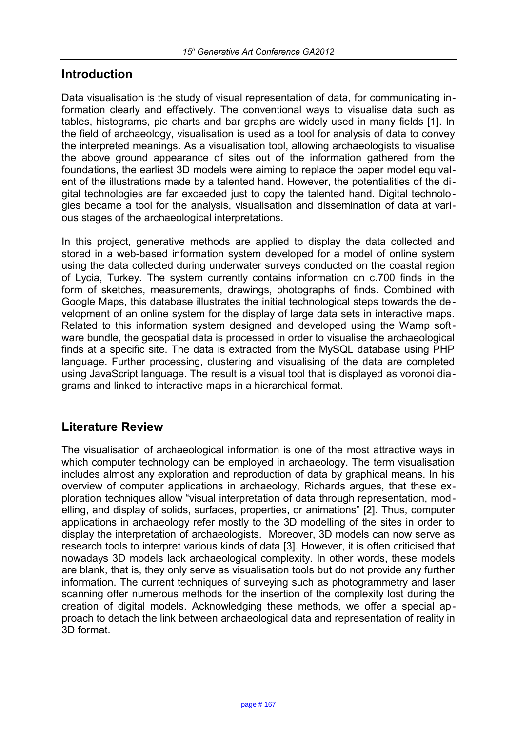## Introduction

Data visualisation is the study of visual representation of data, for communicating information clearly and effectively. The conventional ways to visualise data such as tables, histograms, pie charts and bar graphs are widely used in many fields [1]. In the field of archaeology, visualisation is used as a tool for analysis of data to convey the interpreted meanings. As a visualisation tool, allowing archaeologists to visualise the above ground appearance of sites out of the information gathered from the foundations, the earliest 3D models were aiming to replace the paper model equivalent of the illustrations made by a talented hand. However, the potentialities of the digital technologies are far exceeded just to copy the talented hand. Digital technologies became a tool for the analysis, visualisation and dissemination of data at various stages of the archaeological interpretations.

In this project, generative methods are applied to display the data collected and stored in a web-based information system developed for a model of online system using the data collected during underwater surveys conducted on the coastal region of Lycia, Turkey. The system currently contains information on c.700 finds in the form of sketches, measurements, drawings, photographs of finds. Combined with Google Maps, this database illustrates the initial technological steps towards the development of an online system for the display of large data sets in interactive maps. Related to this information system designed and developed using the Wamp software bundle, the geospatial data is processed in order to visualise the archaeological finds at a specific site. The data is extracted from the MySQL database using PHP language. Further processing, clustering and visualising of the data are completed using JavaScript language. The result is a visual tool that is displayed as voronoi diagrams and linked to interactive maps in a hierarchical format.

## Literature Review

The visualisation of archaeological information is one of the most attractive ways in which computer technology can be employed in archaeology. The term visualisation includes almost any exploration and reproduction of data by graphical means. In his overview of computer applications in archaeology, Richards argues, that these exploration techniques allow "visual interpretation of data through representation, modelling, and display of solids, surfaces, properties, or animations" [2]. Thus, computer applications in archaeology refer mostly to the 3D modelling of the sites in order to display the interpretation of archaeologists. Moreover, 3D models can now serve as research tools to interpret various kinds of data [3]. However, it is often criticised that nowadays 3D models lack archaeological complexity. In other words, these models are blank, that is, they only serve as visualisation tools but do not provide any further information. The current techniques of surveying such as photogrammetry and laser scanning offer numerous methods for the insertion of the complexity lost during the creation of digital models. Acknowledging these methods, we offer a special approach to detach the link between archaeological data and representation of reality in 3D format.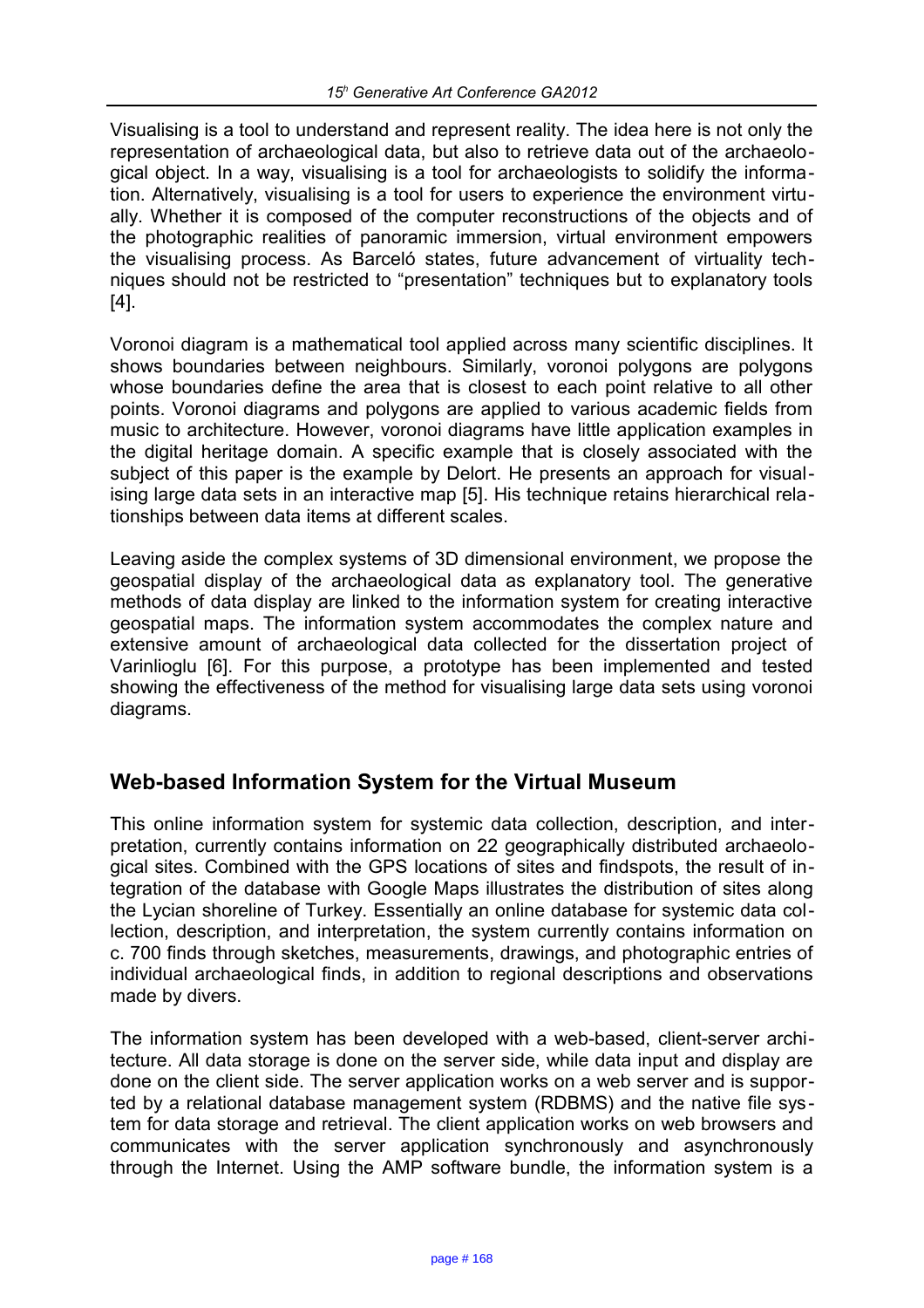Visualising is a tool to understand and represent reality. The idea here is not only the representation of archaeological data, but also to retrieve data out of the archaeological object. In a way, visualising is a tool for archaeologists to solidify the information. Alternatively, visualising is a tool for users to experience the environment virtually. Whether it is composed of the computer reconstructions of the objects and of the photographic realities of panoramic immersion, virtual environment empowers the visualising process. As Barceló states, future advancement of virtuality techniques should not be restricted to "presentation" techniques but to explanatory tools [4].

Voronoi diagram is a mathematical tool applied across many scientific disciplines. It shows boundaries between neighbours. Similarly, voronoi polygons are polygons whose boundaries define the area that is closest to each point relative to all other points. Voronoi diagrams and polygons are applied to various academic fields from music to architecture. However, voronoi diagrams have little application examples in the digital heritage domain. A specific example that is closely associated with the subject of this paper is the example by Delort. He presents an approach for visualising large data sets in an interactive map [5]. His technique retains hierarchical relationships between data items at different scales.

Leaving aside the complex systems of 3D dimensional environment, we propose the geospatial display of the archaeological data as explanatory tool. The generative methods of data display are linked to the information system for creating interactive geospatial maps. The information system accommodates the complex nature and extensive amount of archaeological data collected for the dissertation project of Varinlioglu [6]. For this purpose, a prototype has been implemented and tested showing the effectiveness of the method for visualising large data sets using voronoi diagrams.

## Web-based Information System for the Virtual Museum

This online information system for systemic data collection, description, and interpretation, currently contains information on 22 geographically distributed archaeological sites. Combined with the GPS locations of sites and findspots, the result of integration of the database with Google Maps illustrates the distribution of sites along the Lycian shoreline of Turkey. Essentially an online database for systemic data collection, description, and interpretation, the system currently contains information on c. 700 finds through sketches, measurements, drawings, and photographic entries of individual archaeological finds, in addition to regional descriptions and observations made by divers.

The information system has been developed with a web-based, client-server architecture. All data storage is done on the server side, while data input and display are done on the client side. The server application works on a web server and is supported by a relational database management system (RDBMS) and the native file system for data storage and retrieval. The client application works on web browsers and communicates with the server application synchronously and asynchronously through the Internet. Using the AMP software bundle, the information system is a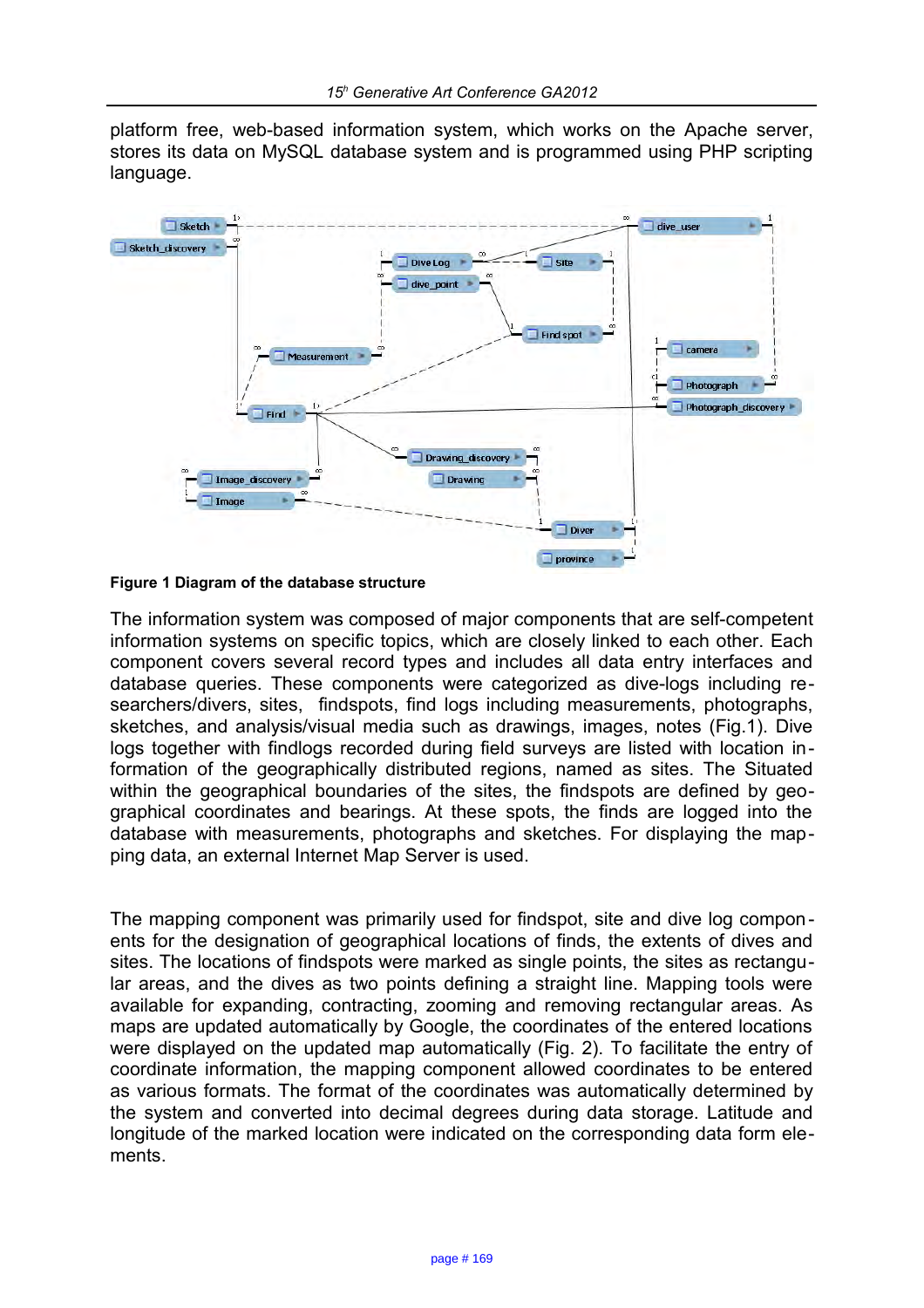platform free, web-based information system, which works on the Apache server, stores its data on MySQL database system and is programmed using PHP scripting language.

**Figure 1 Diagram of the database structure**

The information system was composed of major components that are self-competent information systems on specific topics, which are closely linked to each other. Each component covers several record types and includes all data entry interfaces and database queries. These components were categorized as dive-logs including researchers/divers, sites, findspots, find logs including measurements, photographs, sketches, and analysis/visual media such as drawings, images, notes (Fig.1). Dive logs together with findlogs recorded during field surveys are listed with location information of the geographically distributed regions, named as sites. The Situated within the geographical boundaries of the sites, the findspots are defined by geographical coordinates and bearings. At these spots, the finds are logged into the database with measurements, photographs and sketches. For displaying the mapping data, an external Internet Map Server is used.

The mapping component was primarily used for findspot, site and dive log components for the designation of geographical locations of finds, the extents of dives and sites. The locations of findspots were marked as single points, the sites as rectangular areas, and the dives as two points defining a straight line. Mapping tools were available for expanding, contracting, zooming and removing rectangular areas. As maps are updated automatically by Google, the coordinates of the entered locations were displayed on the updated map automatically (Fig. 2). To facilitate the entry of coordinate information, the mapping component allowed coordinates to be entered as various formats. The format of the coordinates was automatically determined by the system and converted into decimal degrees during data storage. Latitude and longitude of the marked location were indicated on the corresponding data form elements.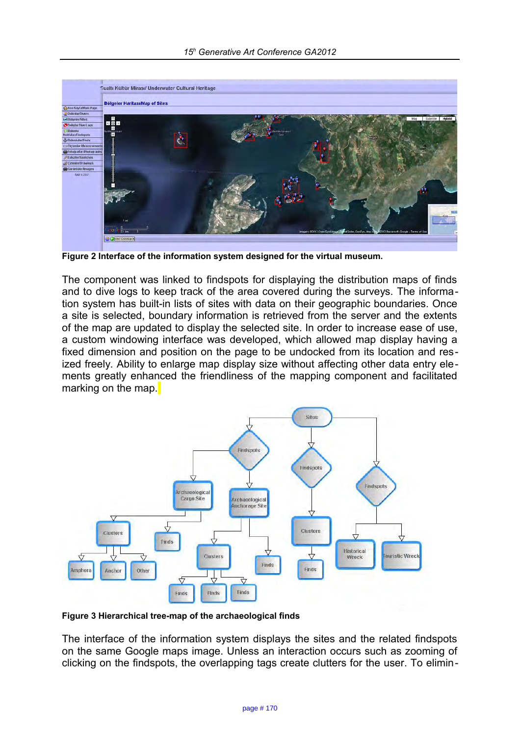Figure 2 Interface of the information system designed for the virtual museum.

The component was linked to findspots for displaying the distribution maps of finds and to dive logs to keep track of the area covered during the surveys. The information system has built-in lists of sites with data on their geographic boundaries. Once a site is selected, boundary information is retrieved from the server and the extents of the map are updated to display the selected site. In order to increase ease of use, a custom windowing interface was developed, which allowed map display having a fixed dimension and position on the page to be undocked from its location and resized freely. Ability to enlarge map display size without affecting other data entry elements greatly enhanced the friendliness of the mapping component and facilitated marking on the map.

Figure 3 Hierarchical tree-map of the archaeological finds

The interface of the information system displays the sites and the related findspots on the same Google maps image. Unless an interaction occurs such as zooming of clicking on the findspots, the overlapping tags create clutters for the user. To elimin-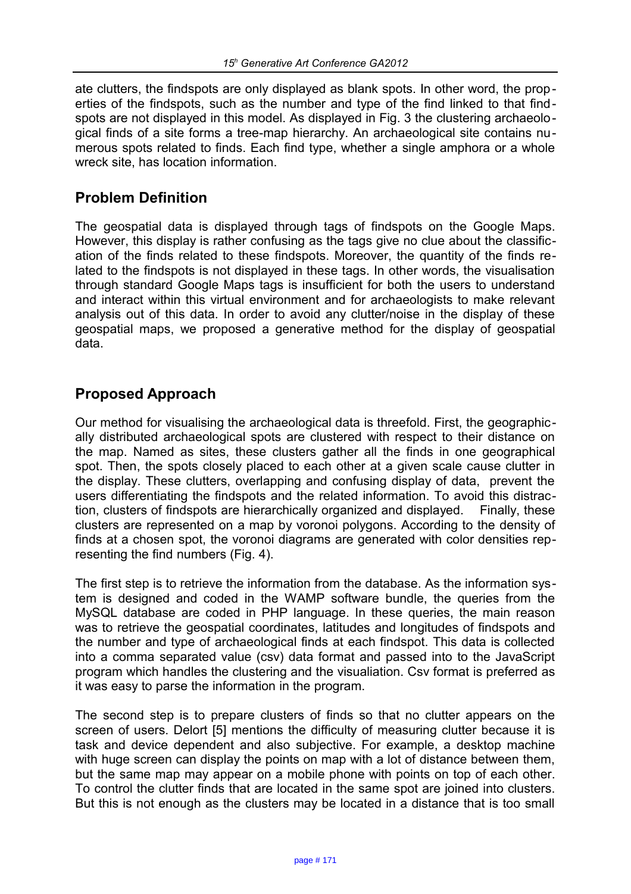ate clutters, the findspots are only displayed as blank spots. In other word, the properties of the findspots, such as the number and type of the find linked to that findspots are not displayed in this model. As displayed in Fig. 3 the clustering archaeological finds of a site forms a tree-map hierarchy. An archaeological site contains numerous spots related to finds. Each find type, whether a single amphora or a whole wreck site, has location information.

## Problem Definition

The geospatial data is displayed through tags of findspots on the Google Maps. However, this display is rather confusing as the tags give no clue about the classification of the finds related to these findspots. Moreover, the quantity of the finds related to the findspots is not displayed in these tags. In other words, the visualisation through standard Google Maps tags is insufficient for both the users to understand and interact within this virtual environment and for archaeologists to make relevant analysis out of this data. In order to avoid any clutter/noise in the display of these geospatial maps, we proposed a generative method for the display of geospatial data.

## Proposed Approach

Our method for visualising the archaeological data is threefold. First, the geographically distributed archaeological spots are clustered with respect to their distance on the map. Named as sites, these clusters gather all the finds in one geographical spot. Then, the spots closely placed to each other at a given scale cause clutter in the display. These clutters, overlapping and confusing display of data, prevent the users differentiating the findspots and the related information. To avoid this distraction, clusters of findspots are hierarchically organized and displayed. Finally, these clusters are represented on a map by voronoi polygons. According to the density of finds at a chosen spot, the voronoi diagrams are generated with color densities representing the find numbers (Fig. 4).

The first step is to retrieve the information from the database. As the information system is designed and coded in the WAMP software bundle, the queries from the MySQL database are coded in PHP language. In these queries, the main reason was to retrieve the geospatial coordinates, latitudes and longitudes of findspots and the number and type of archaeological finds at each findspot. This data is collected into a comma separated value (csv) data format and passed into to the JavaScript program which handles the clustering and the visualiation. Csv format is preferred as it was easy to parse the information in the program.

The second step is to prepare clusters of finds so that no clutter appears on the screen of users. Delort [5] mentions the difficulty of measuring clutter because it is task and device dependent and also subjective. For example, a desktop machine with huge screen can display the points on map with a lot of distance between them, but the same map may appear on a mobile phone with points on top of each other. To control the clutter finds that are located in the same spot are joined into clusters. But this is not enough as the clusters may be located in a distance that is too small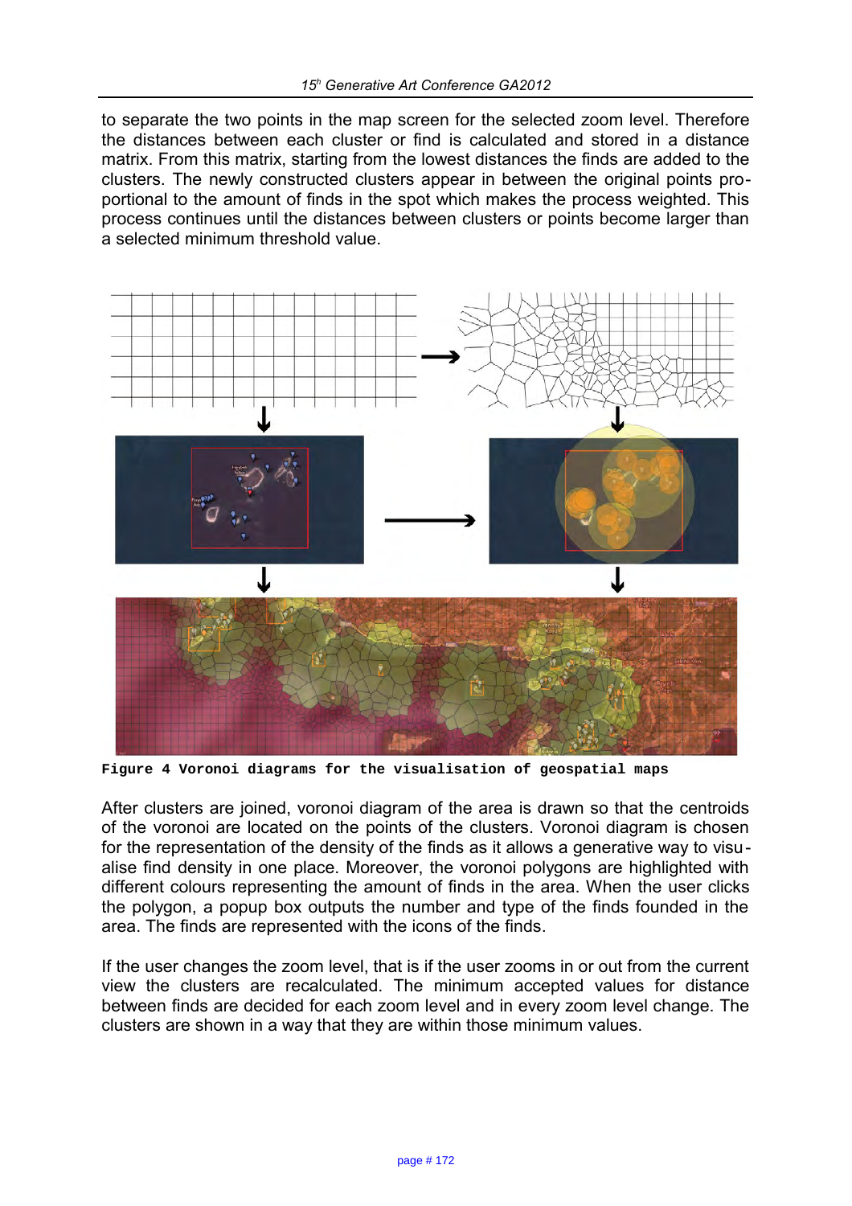to separate the two points in the map screen for the selected zoom level. Therefore the distances between each cluster or find is calculated and stored in a distance matrix. From this matrix, starting from the lowest distances the finds are added to the clusters. The newly constructed clusters appear in between the original points proportional to the amount of finds in the spot which makes the process weighted. This process continues until the distances between clusters or points become larger than a selected minimum threshold value.

**Figure 4 Voronoi diagrams for the visualisation of geospatial maps**

After clusters are joined, voronoi diagram of the area is drawn so that the centroids of the voronoi are located on the points of the clusters. Voronoi diagram is chosen for the representation of the density of the finds as it allows a generative way to visualise find density in one place. Moreover, the voronoi polygons are highlighted with different colours representing the amount of finds in the area. When the user clicks the polygon, a popup box outputs the number and type of the finds founded in the area. The finds are represented with the icons of the finds.

If the user changes the zoom level, that is if the user zooms in or out from the current view the clusters are recalculated. The minimum accepted values for distance between finds are decided for each zoom level and in every zoom level change. The clusters are shown in a way that they are within those minimum values.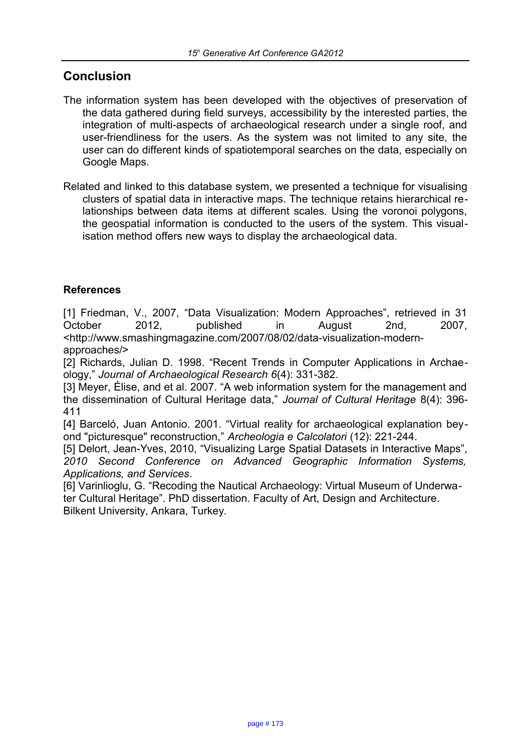## Conclusion

The information system has been developed with the objectives of preservation of the data gathered during field surveys, accessibility by the interested parties, the integration of multi-aspects of archaeological research under a single roof, and user-friendliness for the users. As the system was not limited to any site, the user can do different kinds of spatiotemporal searches on the data, especially on Google Maps.

Related and linked to this database system, we presented a technique for visualising clusters of spatial data in interactive maps. The technique retains hierarchical relationships between data items at different scales. Using the voronoi polygons, the geospatial information is conducted to the users of the system. This visualisation method offers new ways to display the archaeological data.

### References

[1] Friedman, V., 2007, "Data Visualization: Modern Approaches", retrieved in 31 October 2012, published in August 2nd, 2007, <http://www.smashingmagazine.com/2007/08/02/data-visualization-modern-approaches/>

[2] Richards, Julian D. 1998. "Recent Trends in Computer Applications in Archaeology," *Journal of Archaeological Research 6*(4): 331-382.

[3] Meyer, Élise, and et al. 2007. "A web information system for the management and the dissemination of Cultural Heritage data," *Journal of Cultural Heritage* 8(4): 396-411

[4] Barceló, Juan Antonio. 2001. "Virtual reality for archaeological explanation beyond "picturesque" reconstruction," *Archeologia e Calcolatori* (12): 221-244.

[5] Delort, Jean-Yves, 2010, "Visualizing Large Spatial Datasets in Interactive Maps", *2010 Second Conference on Advanced Geographic Information Systems, Applications, and Services*.

[6] Varinlioglu, G. "Recoding the Nautical Archaeology: Virtual Museum of Underwater Cultural Heritage". PhD dissertation. Faculty of Art, Design and Architecture. Bilkent University, Ankara, Turkey.